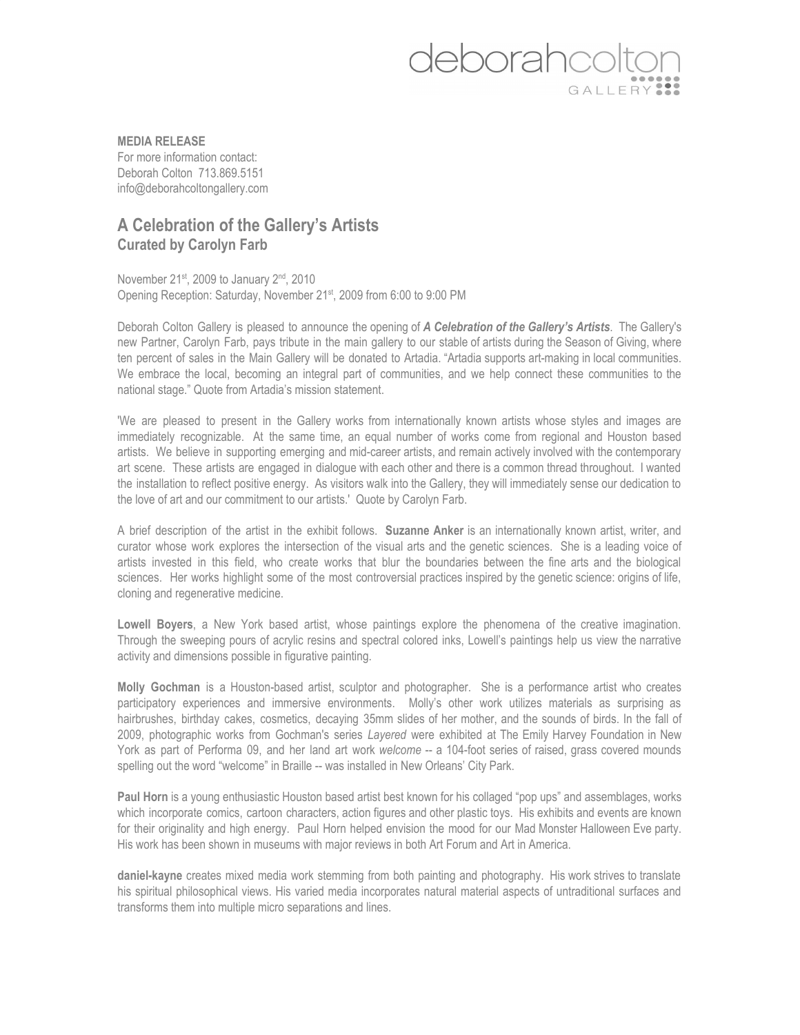deborahcolton GALLERY

**MEDIA RELEASE**
For more information contact:
Deborah Colton 713.869.5151
info@deborahcoltongallery.com

## A Celebration of the Gallery's Artists
### Curated by Carolyn Farb

November 21st, 2009 to January 2nd, 2010
Opening Reception: Saturday, November 21st, 2009 from 6:00 to 9:00 PM

Deborah Colton Gallery is pleased to announce the opening of ***A Celebration of the Gallery's Artists***. The Gallery's new Partner, Carolyn Farb, pays tribute in the main gallery to our stable of artists during the Season of Giving, where ten percent of sales in the Main Gallery will be donated to Artadia. "Artadia supports art-making in local communities. We embrace the local, becoming an integral part of communities, and we help connect these communities to the national stage." Quote from Artadia's mission statement.

'We are pleased to present in the Gallery works from internationally known artists whose styles and images are immediately recognizable. At the same time, an equal number of works come from regional and Houston based artists. We believe in supporting emerging and mid-career artists, and remain actively involved with the contemporary art scene. These artists are engaged in dialogue with each other and there is a common thread throughout. I wanted the installation to reflect positive energy. As visitors walk into the Gallery, they will immediately sense our dedication to the love of art and our commitment to our artists.' Quote by Carolyn Farb.

A brief description of the artist in the exhibit follows. **Suzanne Anker** is an internationally known artist, writer, and curator whose work explores the intersection of the visual arts and the genetic sciences. She is a leading voice of artists invested in this field, who create works that blur the boundaries between the fine arts and the biological sciences. Her works highlight some of the most controversial practices inspired by the genetic science: origins of life, cloning and regenerative medicine.

**Lowell Boyers**, a New York based artist, whose paintings explore the phenomena of the creative imagination. Through the sweeping pours of acrylic resins and spectral colored inks, Lowell's paintings help us view the narrative activity and dimensions possible in figurative painting.

**Molly Gochman** is a Houston-based artist, sculptor and photographer. She is a performance artist who creates participatory experiences and immersive environments. Molly's other work utilizes materials as surprising as hairbrushes, birthday cakes, cosmetics, decaying 35mm slides of her mother, and the sounds of birds. In the fall of 2009, photographic works from Gochman's series *Layered* were exhibited at The Emily Harvey Foundation in New York as part of Performa 09, and her land art work *welcome* -- a 104-foot series of raised, grass covered mounds spelling out the word "welcome" in Braille -- was installed in New Orleans' City Park.

**Paul Horn** is a young enthusiastic Houston based artist best known for his collaged "pop ups" and assemblages, works which incorporate comics, cartoon characters, action figures and other plastic toys. His exhibits and events are known for their originality and high energy. Paul Horn helped envision the mood for our Mad Monster Halloween Eve party. His work has been shown in museums with major reviews in both Art Forum and Art in America.

**daniel-kayne** creates mixed media work stemming from both painting and photography. His work strives to translate his spiritual philosophical views. His varied media incorporates natural material aspects of untraditional surfaces and transforms them into multiple micro separations and lines.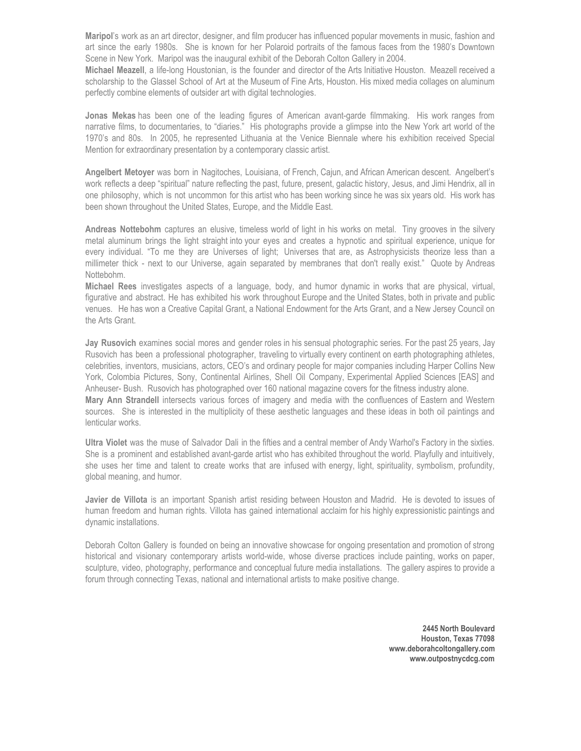**Maripol**'s work as an art director, designer, and film producer has influenced popular movements in music, fashion and art since the early 1980s. She is known for her Polaroid portraits of the famous faces from the 1980's Downtown Scene in New York. Maripol was the inaugural exhibit of the Deborah Colton Gallery in 2004.

**Michael Meazell**, a life-long Houstonian, is the founder and director of the Arts Initiative Houston. Meazell received a scholarship to the Glassel School of Art at the Museum of Fine Arts, Houston. His mixed media collages on aluminum perfectly combine elements of outsider art with digital technologies.

**Jonas Mekas** has been one of the leading figures of American avant-garde filmmaking. His work ranges from narrative films, to documentaries, to "diaries." His photographs provide a glimpse into the New York art world of the 1970's and 80s. In 2005, he represented Lithuania at the Venice Biennale where his exhibition received Special Mention for extraordinary presentation by a contemporary classic artist.

**Angelbert Metoyer** was born in Nagitoches, Louisiana, of French, Cajun, and African American descent. Angelbert's work reflects a deep "spiritual" nature reflecting the past, future, present, galactic history, Jesus, and Jimi Hendrix, all in one philosophy, which is not uncommon for this artist who has been working since he was six years old. His work has been shown throughout the United States, Europe, and the Middle East.

**Andreas Nottebohm** captures an elusive, timeless world of light in his works on metal. Tiny grooves in the silvery metal aluminum brings the light straight into your eyes and creates a hypnotic and spiritual experience, unique for every individual. "To me they are Universes of light; Universes that are, as Astrophysicists theorize less than a millimeter thick - next to our Universe, again separated by membranes that don't really exist." Quote by Andreas Nottebohm.

**Michael Rees** investigates aspects of a language, body, and humor dynamic in works that are physical, virtual, figurative and abstract. He has exhibited his work throughout Europe and the United States, both in private and public venues. He has won a Creative Capital Grant, a National Endowment for the Arts Grant, and a New Jersey Council on the Arts Grant.

**Jay Rusovich** examines social mores and gender roles in his sensual photographic series. For the past 25 years, Jay Rusovich has been a professional photographer, traveling to virtually every continent on earth photographing athletes, celebrities, inventors, musicians, actors, CEO's and ordinary people for major companies including Harper Collins New York, Colombia Pictures, Sony, Continental Airlines, Shell Oil Company, Experimental Applied Sciences [EAS] and Anheuser- Bush. Rusovich has photographed over 160 national magazine covers for the fitness industry alone.

**Mary Ann Strandell** intersects various forces of imagery and media with the confluences of Eastern and Western sources. She is interested in the multiplicity of these aesthetic languages and these ideas in both oil paintings and lenticular works.

**Ultra Violet** was the muse of Salvador Dali in the fifties and a central member of Andy Warhol's Factory in the sixties. She is a prominent and established avant-garde artist who has exhibited throughout the world. Playfully and intuitively, she uses her time and talent to create works that are infused with energy, light, spirituality, symbolism, profundity, global meaning, and humor.

**Javier de Villota** is an important Spanish artist residing between Houston and Madrid. He is devoted to issues of human freedom and human rights. Villota has gained international acclaim for his highly expressionistic paintings and dynamic installations.

Deborah Colton Gallery is founded on being an innovative showcase for ongoing presentation and promotion of strong historical and visionary contemporary artists world-wide, whose diverse practices include painting, works on paper, sculpture, video, photography, performance and conceptual future media installations. The gallery aspires to provide a forum through connecting Texas, national and international artists to make positive change.

**2445 North Boulevard**
**Houston, Texas 77098**
**www.deborahcoltongallery.com**
**www.outpostnycdcg.com**